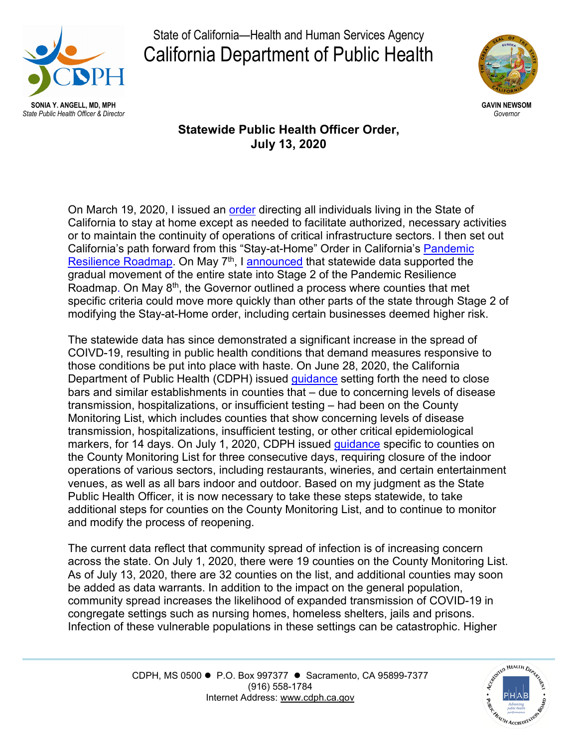State of California—Health and Human Services Agency

# California Department of Public Health

**SONIA Y. ANGELL, MD, MPH**
*State Public Health Officer & Director*

**GAVIN NEWSOM**
*Governor*

## Statewide Public Health Officer Order, July 13, 2020

On March 19, 2020, I issued an order directing all individuals living in the State of California to stay at home except as needed to facilitate authorized, necessary activities or to maintain the continuity of operations of critical infrastructure sectors. I then set out California's path forward from this "Stay-at-Home" Order in California's Pandemic Resilience Roadmap. On May 7th, I announced that statewide data supported the gradual movement of the entire state into Stage 2 of the Pandemic Resilience Roadmap. On May 8th, the Governor outlined a process where counties that met specific criteria could move more quickly than other parts of the state through Stage 2 of modifying the Stay-at-Home order, including certain businesses deemed higher risk.

The statewide data has since demonstrated a significant increase in the spread of COIVD-19, resulting in public health conditions that demand measures responsive to those conditions be put into place with haste. On June 28, 2020, the California Department of Public Health (CDPH) issued guidance setting forth the need to close bars and similar establishments in counties that – due to concerning levels of disease transmission, hospitalizations, or insufficient testing – had been on the County Monitoring List, which includes counties that show concerning levels of disease transmission, hospitalizations, insufficient testing, or other critical epidemiological markers, for 14 days. On July 1, 2020, CDPH issued guidance specific to counties on the County Monitoring List for three consecutive days, requiring closure of the indoor operations of various sectors, including restaurants, wineries, and certain entertainment venues, as well as all bars indoor and outdoor. Based on my judgment as the State Public Health Officer, it is now necessary to take these steps statewide, to take additional steps for counties on the County Monitoring List, and to continue to monitor and modify the process of reopening.

The current data reflect that community spread of infection is of increasing concern across the state. On July 1, 2020, there were 19 counties on the County Monitoring List. As of July 13, 2020, there are 32 counties on the list, and additional counties may soon be added as data warrants. In addition to the impact on the general population, community spread increases the likelihood of expanded transmission of COVID-19 in congregate settings such as nursing homes, homeless shelters, jails and prisons. Infection of these vulnerable populations in these settings can be catastrophic. Higher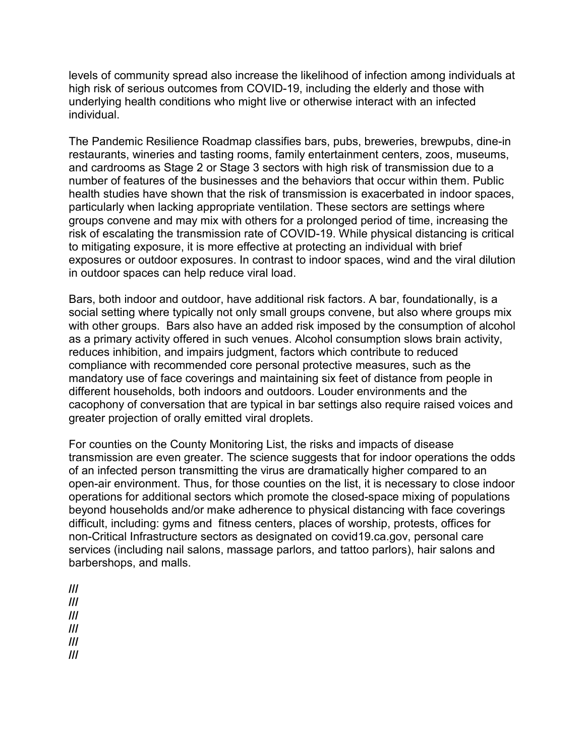levels of community spread also increase the likelihood of infection among individuals at high risk of serious outcomes from COVID-19, including the elderly and those with underlying health conditions who might live or otherwise interact with an infected individual.

The Pandemic Resilience Roadmap classifies bars, pubs, breweries, brewpubs, dine-in restaurants, wineries and tasting rooms, family entertainment centers, zoos, museums, and cardrooms as Stage 2 or Stage 3 sectors with high risk of transmission due to a number of features of the businesses and the behaviors that occur within them. Public health studies have shown that the risk of transmission is exacerbated in indoor spaces, particularly when lacking appropriate ventilation. These sectors are settings where groups convene and may mix with others for a prolonged period of time, increasing the risk of escalating the transmission rate of COVID-19. While physical distancing is critical to mitigating exposure, it is more effective at protecting an individual with brief exposures or outdoor exposures. In contrast to indoor spaces, wind and the viral dilution in outdoor spaces can help reduce viral load.

Bars, both indoor and outdoor, have additional risk factors. A bar, foundationally, is a social setting where typically not only small groups convene, but also where groups mix with other groups. Bars also have an added risk imposed by the consumption of alcohol as a primary activity offered in such venues. Alcohol consumption slows brain activity, reduces inhibition, and impairs judgment, factors which contribute to reduced compliance with recommended core personal protective measures, such as the mandatory use of face coverings and maintaining six feet of distance from people in different households, both indoors and outdoors. Louder environments and the cacophony of conversation that are typical in bar settings also require raised voices and greater projection of orally emitted viral droplets.

For counties on the County Monitoring List, the risks and impacts of disease transmission are even greater. The science suggests that for indoor operations the odds of an infected person transmitting the virus are dramatically higher compared to an open-air environment. Thus, for those counties on the list, it is necessary to close indoor operations for additional sectors which promote the closed-space mixing of populations beyond households and/or make adherence to physical distancing with face coverings difficult, including: gyms and fitness centers, places of worship, protests, offices for non-Critical Infrastructure sectors as designated on covid19.ca.gov, personal care services (including nail salons, massage parlors, and tattoo parlors), hair salons and barbershops, and malls.

///
///
///
///
///
///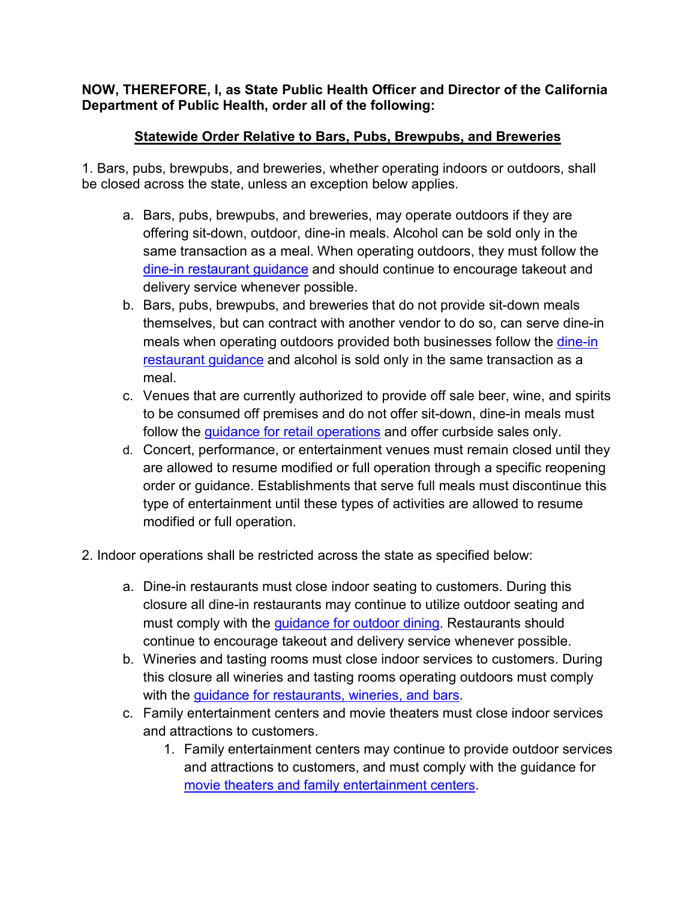**NOW, THEREFORE, I, as State Public Health Officer and Director of the California Department of Public Health, order all of the following:**

## Statewide Order Relative to Bars, Pubs, Brewpubs, and Breweries

1. Bars, pubs, brewpubs, and breweries, whether operating indoors or outdoors, shall be closed across the state, unless an exception below applies.

   a. Bars, pubs, brewpubs, and breweries, may operate outdoors if they are offering sit-down, outdoor, dine-in meals. Alcohol can be sold only in the same transaction as a meal. When operating outdoors, they must follow the [dine-in restaurant guidance]() and should continue to encourage takeout and delivery service whenever possible.

   b. Bars, pubs, brewpubs, and breweries that do not provide sit-down meals themselves, but can contract with another vendor to do so, can serve dine-in meals when operating outdoors provided both businesses follow the [dine-in restaurant guidance]() and alcohol is sold only in the same transaction as a meal.

   c. Venues that are currently authorized to provide off sale beer, wine, and spirits to be consumed off premises and do not offer sit-down, dine-in meals must follow the [guidance for retail operations]() and offer curbside sales only.

   d. Concert, performance, or entertainment venues must remain closed until they are allowed to resume modified or full operation through a specific reopening order or guidance. Establishments that serve full meals must discontinue this type of entertainment until these types of activities are allowed to resume modified or full operation.

2. Indoor operations shall be restricted across the state as specified below:

   a. Dine-in restaurants must close indoor seating to customers. During this closure all dine-in restaurants may continue to utilize outdoor seating and must comply with the [guidance for outdoor dining](). Restaurants should continue to encourage takeout and delivery service whenever possible.

   b. Wineries and tasting rooms must close indoor services to customers. During this closure all wineries and tasting rooms operating outdoors must comply with the [guidance for restaurants, wineries, and bars]().

   c. Family entertainment centers and movie theaters must close indoor services and attractions to customers.

      1. Family entertainment centers may continue to provide outdoor services and attractions to customers, and must comply with the guidance for [movie theaters and family entertainment centers]().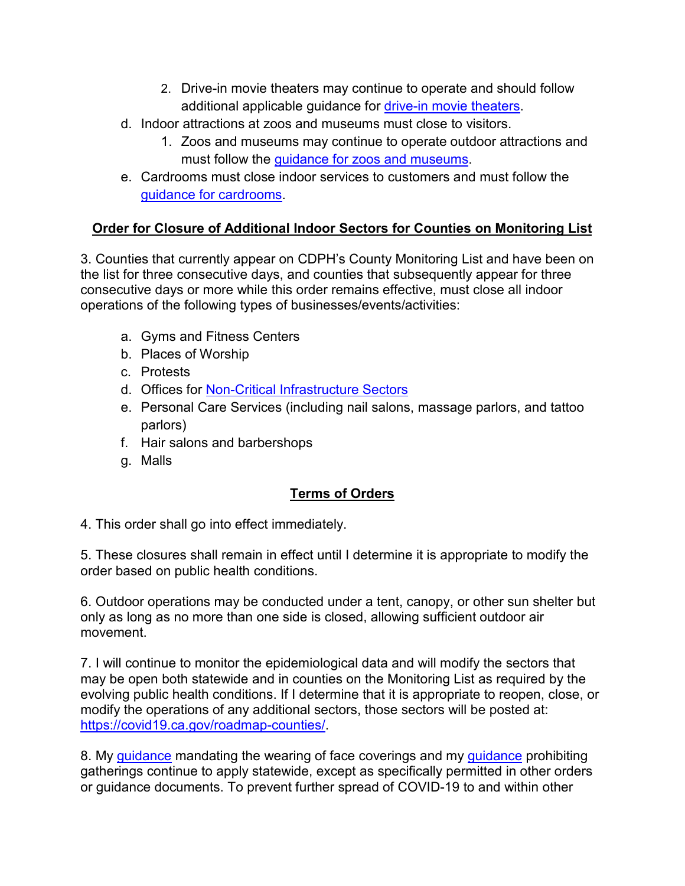2. Drive-in movie theaters may continue to operate and should follow additional applicable guidance for drive-in movie theaters.

d. Indoor attractions at zoos and museums must close to visitors.

    1. Zoos and museums may continue to operate outdoor attractions and must follow the guidance for zoos and museums.

e. Cardrooms must close indoor services to customers and must follow the guidance for cardrooms.

## Order for Closure of Additional Indoor Sectors for Counties on Monitoring List

3. Counties that currently appear on CDPH's County Monitoring List and have been on the list for three consecutive days, and counties that subsequently appear for three consecutive days or more while this order remains effective, must close all indoor operations of the following types of businesses/events/activities:

a. Gyms and Fitness Centers
b. Places of Worship
c. Protests
d. Offices for Non-Critical Infrastructure Sectors
e. Personal Care Services (including nail salons, massage parlors, and tattoo parlors)
f. Hair salons and barbershops
g. Malls

## Terms of Orders

4. This order shall go into effect immediately.

5. These closures shall remain in effect until I determine it is appropriate to modify the order based on public health conditions.

6. Outdoor operations may be conducted under a tent, canopy, or other sun shelter but only as long as no more than one side is closed, allowing sufficient outdoor air movement.

7. I will continue to monitor the epidemiological data and will modify the sectors that may be open both statewide and in counties on the Monitoring List as required by the evolving public health conditions. If I determine that it is appropriate to reopen, close, or modify the operations of any additional sectors, those sectors will be posted at: https://covid19.ca.gov/roadmap-counties/.

8. My guidance mandating the wearing of face coverings and my guidance prohibiting gatherings continue to apply statewide, except as specifically permitted in other orders or guidance documents. To prevent further spread of COVID-19 to and within other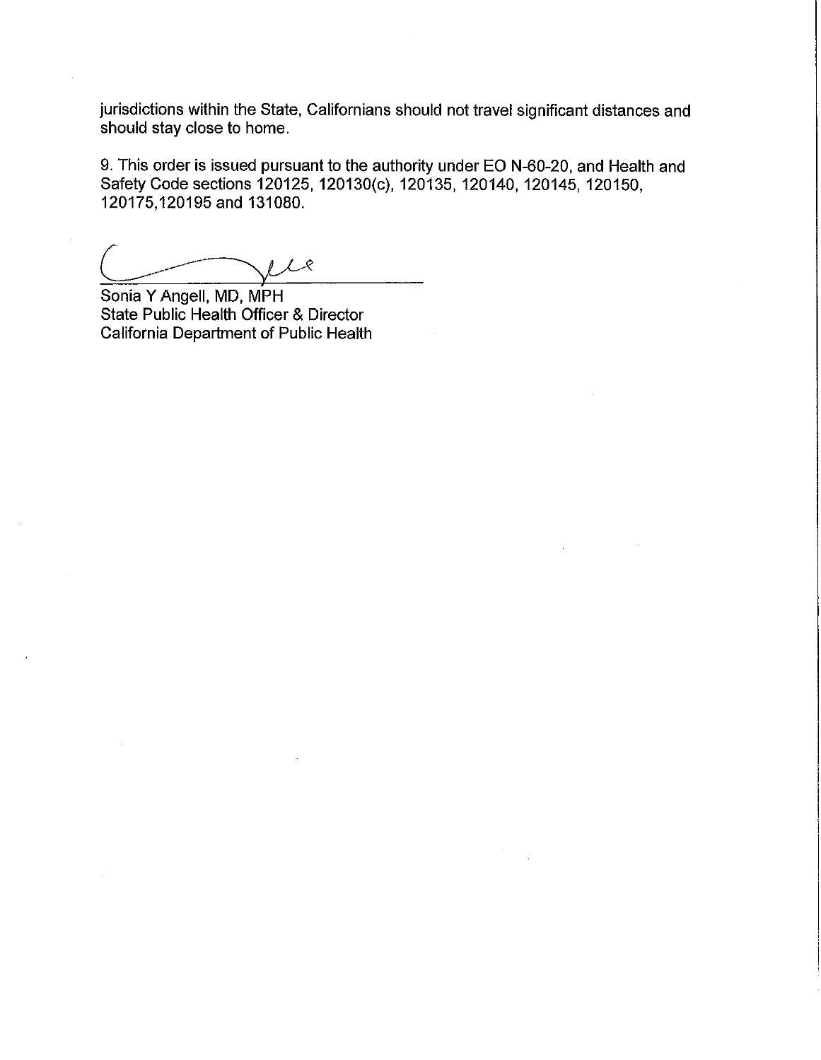jurisdictions within the State, Californians should not travel significant distances and should stay close to home.

9. This order is issued pursuant to the authority under EO N-60-20, and Health and Safety Code sections 120125, 120130(c), 120135, 120140, 120145, 120150, 120175,120195 and 131080.

Sonia Y Angell, MD, MPH
State Public Health Officer & Director
California Department of Public Health